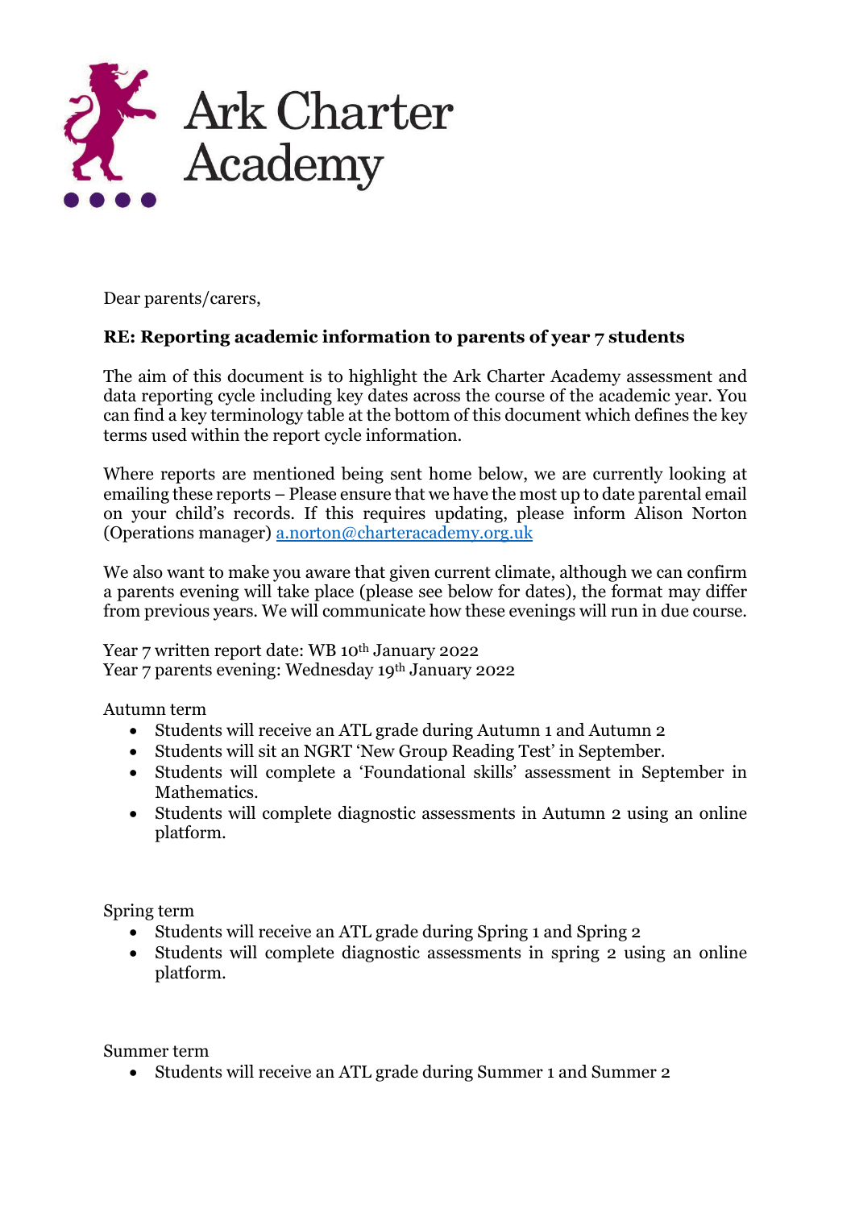Ark Charter Academy

Dear parents/carers,

**RE: Reporting academic information to parents of year 7 students**

The aim of this document is to highlight the Ark Charter Academy assessment and data reporting cycle including key dates across the course of the academic year. You can find a key terminology table at the bottom of this document which defines the key terms used within the report cycle information.

Where reports are mentioned being sent home below, we are currently looking at emailing these reports – Please ensure that we have the most up to date parental email on your child's records. If this requires updating, please inform Alison Norton (Operations manager) a.norton@charteracademy.org.uk

We also want to make you aware that given current climate, although we can confirm a parents evening will take place (please see below for dates), the format may differ from previous years. We will communicate how these evenings will run in due course.

Year 7 written report date: WB 10th January 2022
Year 7 parents evening: Wednesday 19th January 2022

Autumn term

- Students will receive an ATL grade during Autumn 1 and Autumn 2
- Students will sit an NGRT 'New Group Reading Test' in September.
- Students will complete a 'Foundational skills' assessment in September in Mathematics.
- Students will complete diagnostic assessments in Autumn 2 using an online platform.

Spring term

- Students will receive an ATL grade during Spring 1 and Spring 2
- Students will complete diagnostic assessments in spring 2 using an online platform.

Summer term

- Students will receive an ATL grade during Summer 1 and Summer 2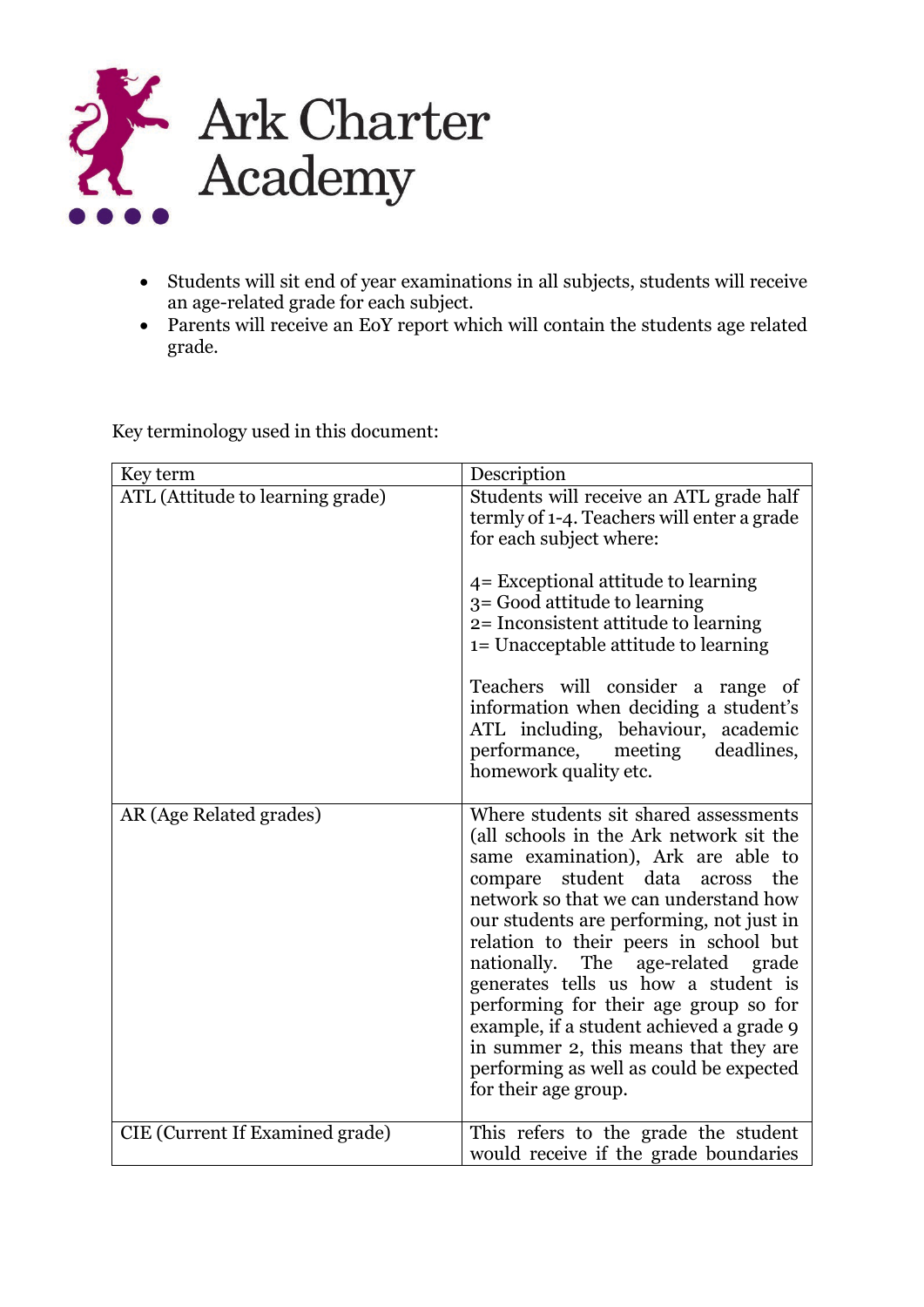# Ark Charter Academy

- Students will sit end of year examinations in all subjects, students will receive an age-related grade for each subject.
- Parents will receive an EoY report which will contain the students age related grade.

Key terminology used in this document:

| Key term | Description |
| --- | --- |
| ATL (Attitude to learning grade) | Students will receive an ATL grade half termly of 1-4. Teachers will enter a grade for each subject where:<br><br>4= Exceptional attitude to learning<br>3= Good attitude to learning<br>2= Inconsistent attitude to learning<br>1= Unacceptable attitude to learning<br><br>Teachers will consider a range of information when deciding a student's ATL including, behaviour, academic performance, meeting deadlines, homework quality etc. |
| AR (Age Related grades) | Where students sit shared assessments (all schools in the Ark network sit the same examination), Ark are able to compare student data across the network so that we can understand how our students are performing, not just in relation to their peers in school but nationally. The age-related grade generates tells us how a student is performing for their age group so for example, if a student achieved a grade 9 in summer 2, this means that they are performing as well as could be expected for their age group. |
| CIE (Current If Examined grade) | This refers to the grade the student would receive if the grade boundaries |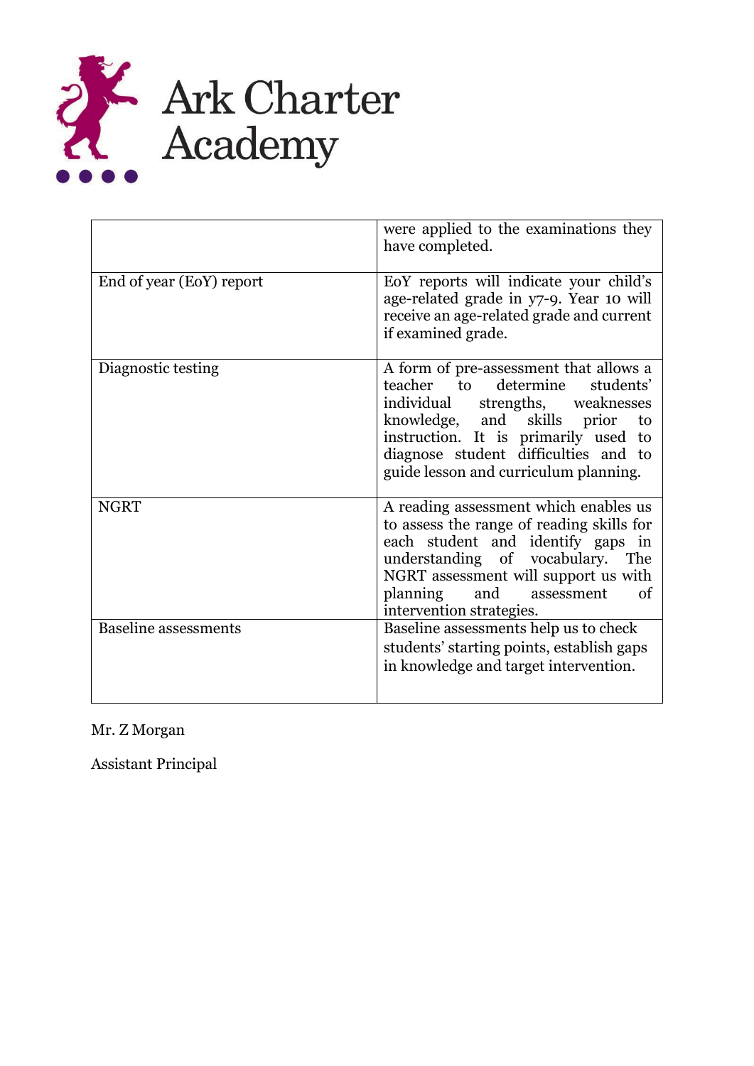| | |
|---|---|
| | were applied to the examinations they have completed. |
| End of year (EoY) report | EoY reports will indicate your child's age-related grade in y7-9. Year 10 will receive an age-related grade and current if examined grade. |
| Diagnostic testing | A form of pre-assessment that allows a teacher to determine students' individual strengths, weaknesses knowledge, and skills prior to instruction. It is primarily used to diagnose student difficulties and to guide lesson and curriculum planning. |
| NGRT | A reading assessment which enables us to assess the range of reading skills for each student and identify gaps in understanding of vocabulary. The NGRT assessment will support us with planning and assessment of intervention strategies. |
| Baseline assessments | Baseline assessments help us to check students' starting points, establish gaps in knowledge and target intervention. |

Mr. Z Morgan

Assistant Principal